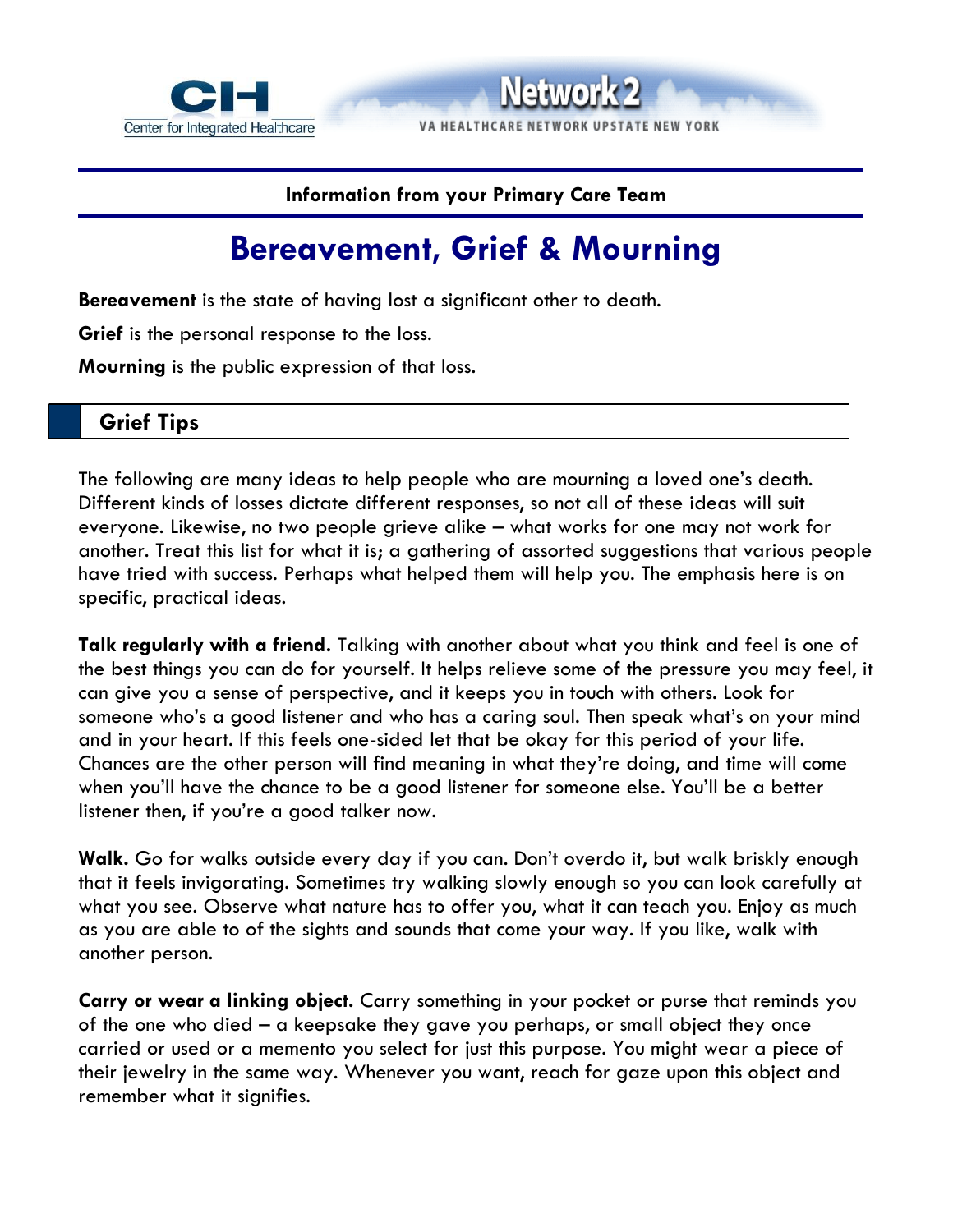CH Center for Integrated Healthcare

Network 2
VA HEALTHCARE NETWORK UPSTATE NEW YORK

**Information from your Primary Care Team**

# Bereavement, Grief & Mourning

**Bereavement** is the state of having lost a significant other to death.

**Grief** is the personal response to the loss.

**Mourning** is the public expression of that loss.

## Grief Tips

The following are many ideas to help people who are mourning a loved one's death. Different kinds of losses dictate different responses, so not all of these ideas will suit everyone. Likewise, no two people grieve alike – what works for one may not work for another. Treat this list for what it is; a gathering of assorted suggestions that various people have tried with success. Perhaps what helped them will help you. The emphasis here is on specific, practical ideas.

**Talk regularly with a friend.** Talking with another about what you think and feel is one of the best things you can do for yourself. It helps relieve some of the pressure you may feel, it can give you a sense of perspective, and it keeps you in touch with others. Look for someone who's a good listener and who has a caring soul. Then speak what's on your mind and in your heart. If this feels one-sided let that be okay for this period of your life. Chances are the other person will find meaning in what they're doing, and time will come when you'll have the chance to be a good listener for someone else. You'll be a better listener then, if you're a good talker now.

**Walk.** Go for walks outside every day if you can. Don't overdo it, but walk briskly enough that it feels invigorating. Sometimes try walking slowly enough so you can look carefully at what you see. Observe what nature has to offer you, what it can teach you. Enjoy as much as you are able to of the sights and sounds that come your way. If you like, walk with another person.

**Carry or wear a linking object.** Carry something in your pocket or purse that reminds you of the one who died – a keepsake they gave you perhaps, or small object they once carried or used or a memento you select for just this purpose. You might wear a piece of their jewelry in the same way. Whenever you want, reach for gaze upon this object and remember what it signifies.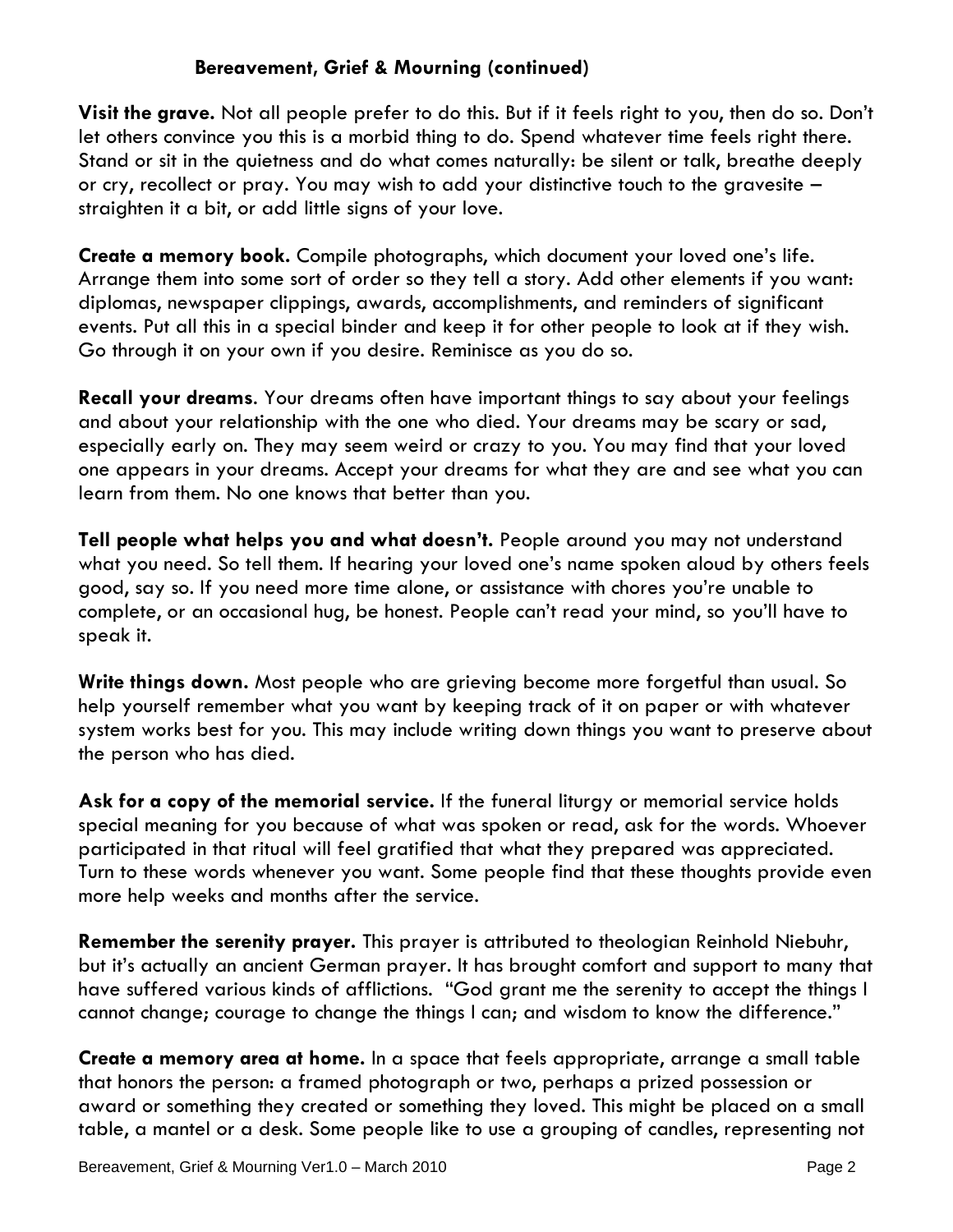## Bereavement, Grief & Mourning (continued)

**Visit the grave.** Not all people prefer to do this. But if it feels right to you, then do so. Don't let others convince you this is a morbid thing to do. Spend whatever time feels right there. Stand or sit in the quietness and do what comes naturally: be silent or talk, breathe deeply or cry, recollect or pray. You may wish to add your distinctive touch to the gravesite – straighten it a bit, or add little signs of your love.

**Create a memory book.** Compile photographs, which document your loved one's life. Arrange them into some sort of order so they tell a story. Add other elements if you want: diplomas, newspaper clippings, awards, accomplishments, and reminders of significant events. Put all this in a special binder and keep it for other people to look at if they wish. Go through it on your own if you desire. Reminisce as you do so.

**Recall your dreams**. Your dreams often have important things to say about your feelings and about your relationship with the one who died. Your dreams may be scary or sad, especially early on. They may seem weird or crazy to you. You may find that your loved one appears in your dreams. Accept your dreams for what they are and see what you can learn from them. No one knows that better than you.

**Tell people what helps you and what doesn't.** People around you may not understand what you need. So tell them. If hearing your loved one's name spoken aloud by others feels good, say so. If you need more time alone, or assistance with chores you're unable to complete, or an occasional hug, be honest. People can't read your mind, so you'll have to speak it.

**Write things down.** Most people who are grieving become more forgetful than usual. So help yourself remember what you want by keeping track of it on paper or with whatever system works best for you. This may include writing down things you want to preserve about the person who has died.

**Ask for a copy of the memorial service.** If the funeral liturgy or memorial service holds special meaning for you because of what was spoken or read, ask for the words. Whoever participated in that ritual will feel gratified that what they prepared was appreciated. Turn to these words whenever you want. Some people find that these thoughts provide even more help weeks and months after the service.

**Remember the serenity prayer.** This prayer is attributed to theologian Reinhold Niebuhr, but it's actually an ancient German prayer. It has brought comfort and support to many that have suffered various kinds of afflictions. "God grant me the serenity to accept the things I cannot change; courage to change the things I can; and wisdom to know the difference."

**Create a memory area at home.** In a space that feels appropriate, arrange a small table that honors the person: a framed photograph or two, perhaps a prized possession or award or something they created or something they loved. This might be placed on a small table, a mantel or a desk. Some people like to use a grouping of candles, representing not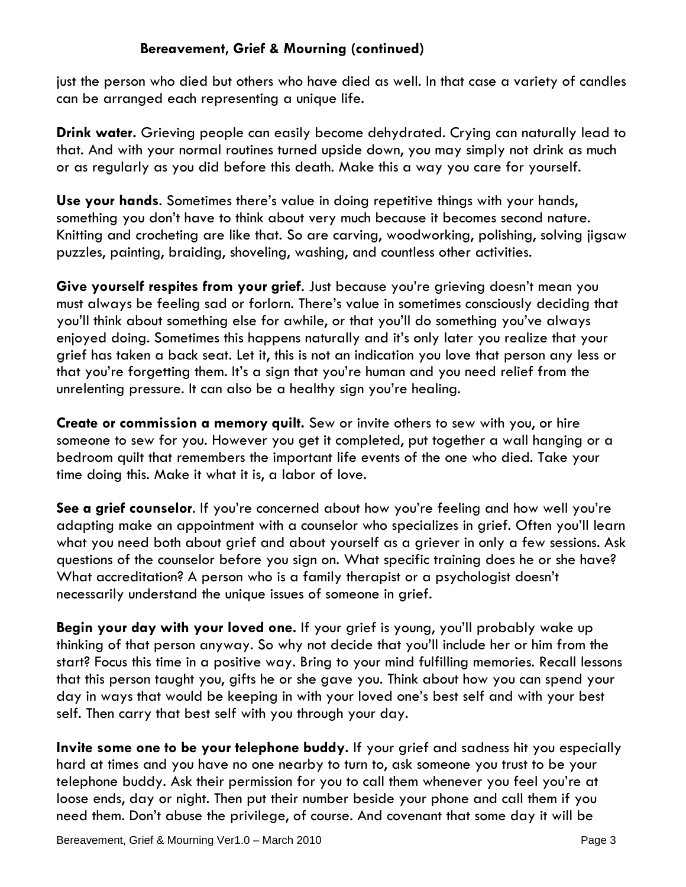just the person who died but others who have died as well. In that case a variety of candles can be arranged each representing a unique life.

**Drink water.** Grieving people can easily become dehydrated. Crying can naturally lead to that. And with your normal routines turned upside down, you may simply not drink as much or as regularly as you did before this death. Make this a way you care for yourself.

**Use your hands**. Sometimes there's value in doing repetitive things with your hands, something you don't have to think about very much because it becomes second nature. Knitting and crocheting are like that. So are carving, woodworking, polishing, solving jigsaw puzzles, painting, braiding, shoveling, washing, and countless other activities.

**Give yourself respites from your grief**. Just because you're grieving doesn't mean you must always be feeling sad or forlorn. There's value in sometimes consciously deciding that you'll think about something else for awhile, or that you'll do something you've always enjoyed doing. Sometimes this happens naturally and it's only later you realize that your grief has taken a back seat. Let it, this is not an indication you love that person any less or that you're forgetting them. It's a sign that you're human and you need relief from the unrelenting pressure. It can also be a healthy sign you're healing.

**Create or commission a memory quilt.** Sew or invite others to sew with you, or hire someone to sew for you. However you get it completed, put together a wall hanging or a bedroom quilt that remembers the important life events of the one who died. Take your time doing this. Make it what it is, a labor of love.

**See a grief counselor**. If you're concerned about how you're feeling and how well you're adapting make an appointment with a counselor who specializes in grief. Often you'll learn what you need both about grief and about yourself as a griever in only a few sessions. Ask questions of the counselor before you sign on. What specific training does he or she have? What accreditation? A person who is a family therapist or a psychologist doesn't necessarily understand the unique issues of someone in grief.

**Begin your day with your loved one.** If your grief is young, you'll probably wake up thinking of that person anyway. So why not decide that you'll include her or him from the start? Focus this time in a positive way. Bring to your mind fulfilling memories. Recall lessons that this person taught you, gifts he or she gave you. Think about how you can spend your day in ways that would be keeping in with your loved one's best self and with your best self. Then carry that best self with you through your day.

**Invite some one to be your telephone buddy.** If your grief and sadness hit you especially hard at times and you have no one nearby to turn to, ask someone you trust to be your telephone buddy. Ask their permission for you to call them whenever you feel you're at loose ends, day or night. Then put their number beside your phone and call them if you need them. Don't abuse the privilege, of course. And covenant that some day it will be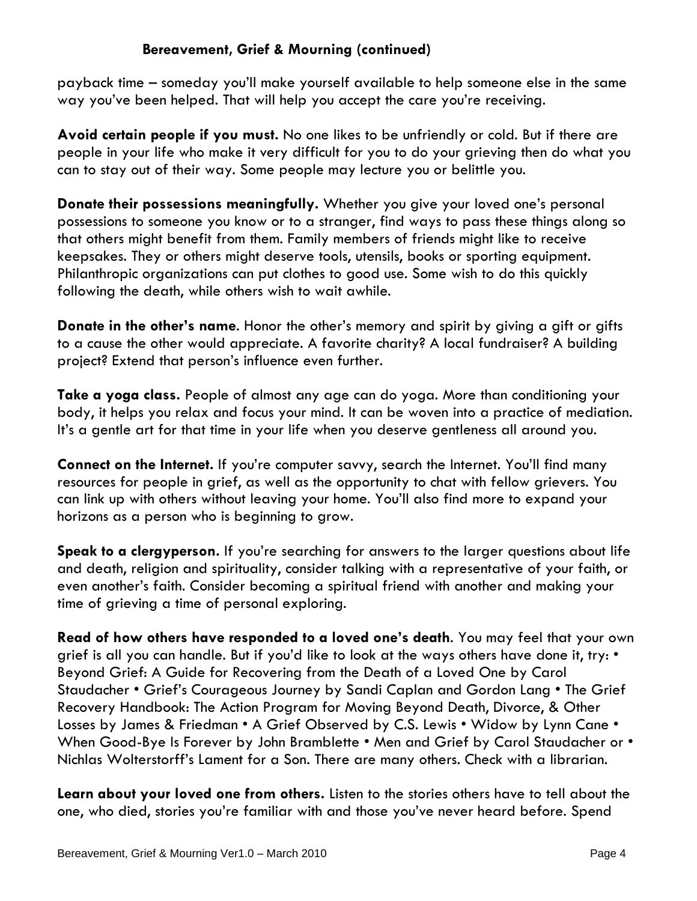payback time – someday you'll make yourself available to help someone else in the same way you've been helped. That will help you accept the care you're receiving.

**Avoid certain people if you must.** No one likes to be unfriendly or cold. But if there are people in your life who make it very difficult for you to do your grieving then do what you can to stay out of their way. Some people may lecture you or belittle you.

**Donate their possessions meaningfully.** Whether you give your loved one's personal possessions to someone you know or to a stranger, find ways to pass these things along so that others might benefit from them. Family members of friends might like to receive keepsakes. They or others might deserve tools, utensils, books or sporting equipment. Philanthropic organizations can put clothes to good use. Some wish to do this quickly following the death, while others wish to wait awhile.

**Donate in the other's name**. Honor the other's memory and spirit by giving a gift or gifts to a cause the other would appreciate. A favorite charity? A local fundraiser? A building project? Extend that person's influence even further.

**Take a yoga class.** People of almost any age can do yoga. More than conditioning your body, it helps you relax and focus your mind. It can be woven into a practice of mediation. It's a gentle art for that time in your life when you deserve gentleness all around you.

**Connect on the Internet.** If you're computer savvy, search the Internet. You'll find many resources for people in grief, as well as the opportunity to chat with fellow grievers. You can link up with others without leaving your home. You'll also find more to expand your horizons as a person who is beginning to grow.

**Speak to a clergyperson.** If you're searching for answers to the larger questions about life and death, religion and spirituality, consider talking with a representative of your faith, or even another's faith. Consider becoming a spiritual friend with another and making your time of grieving a time of personal exploring.

**Read of how others have responded to a loved one's death**. You may feel that your own grief is all you can handle. But if you'd like to look at the ways others have done it, try: • Beyond Grief: A Guide for Recovering from the Death of a Loved One by Carol Staudacher • Grief's Courageous Journey by Sandi Caplan and Gordon Lang • The Grief Recovery Handbook: The Action Program for Moving Beyond Death, Divorce, & Other Losses by James & Friedman • A Grief Observed by C.S. Lewis • Widow by Lynn Cane • When Good-Bye Is Forever by John Bramblette • Men and Grief by Carol Staudacher or • Nichlas Wolterstorff's Lament for a Son. There are many others. Check with a librarian.

**Learn about your loved one from others.** Listen to the stories others have to tell about the one, who died, stories you're familiar with and those you've never heard before. Spend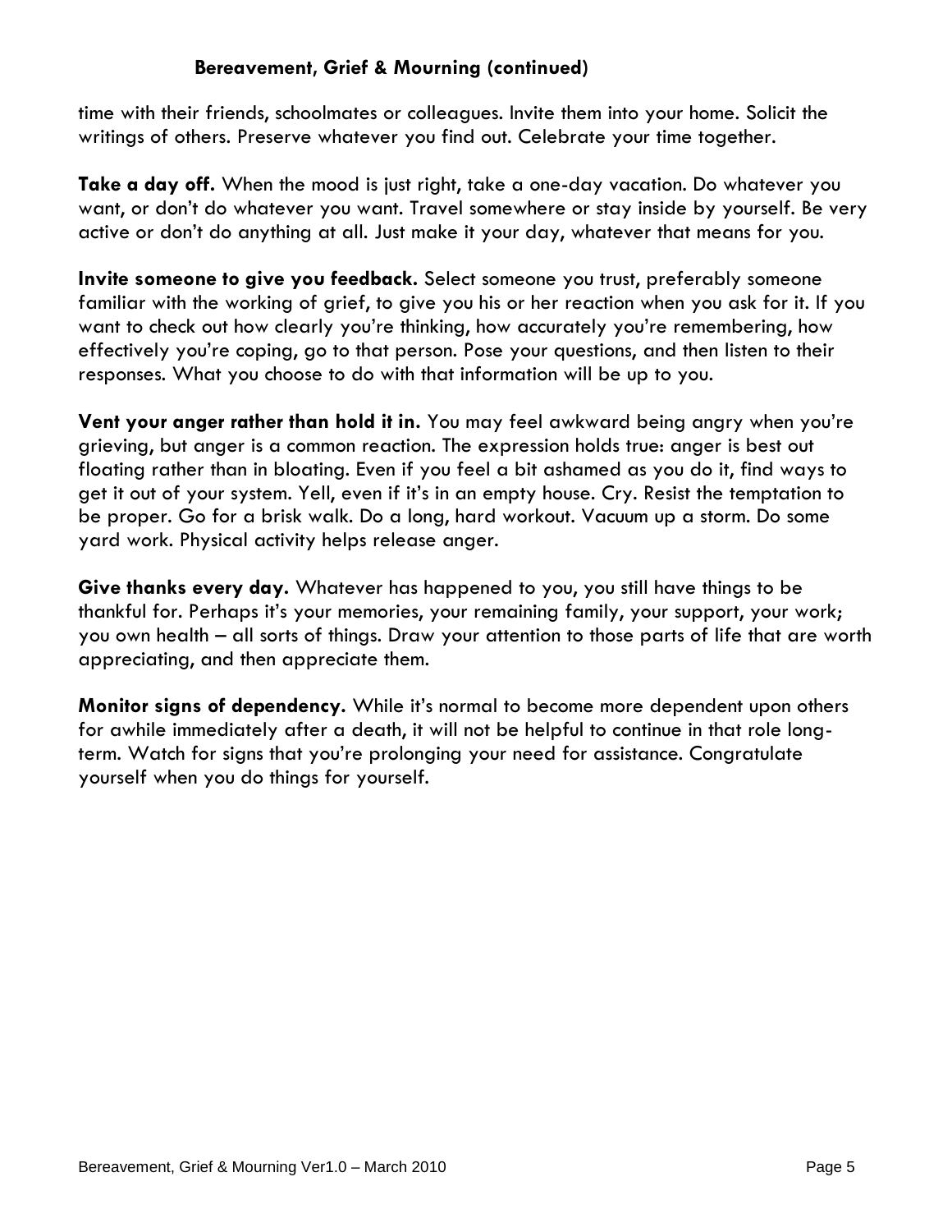time with their friends, schoolmates or colleagues. Invite them into your home. Solicit the writings of others. Preserve whatever you find out. Celebrate your time together.

**Take a day off.** When the mood is just right, take a one-day vacation. Do whatever you want, or don't do whatever you want. Travel somewhere or stay inside by yourself. Be very active or don't do anything at all. Just make it your day, whatever that means for you.

**Invite someone to give you feedback.** Select someone you trust, preferably someone familiar with the working of grief, to give you his or her reaction when you ask for it. If you want to check out how clearly you're thinking, how accurately you're remembering, how effectively you're coping, go to that person. Pose your questions, and then listen to their responses. What you choose to do with that information will be up to you.

**Vent your anger rather than hold it in.** You may feel awkward being angry when you're grieving, but anger is a common reaction. The expression holds true: anger is best out floating rather than in bloating. Even if you feel a bit ashamed as you do it, find ways to get it out of your system. Yell, even if it's in an empty house. Cry. Resist the temptation to be proper. Go for a brisk walk. Do a long, hard workout. Vacuum up a storm. Do some yard work. Physical activity helps release anger.

**Give thanks every day.** Whatever has happened to you, you still have things to be thankful for. Perhaps it's your memories, your remaining family, your support, your work; you own health – all sorts of things. Draw your attention to those parts of life that are worth appreciating, and then appreciate them.

**Monitor signs of dependency.** While it's normal to become more dependent upon others for awhile immediately after a death, it will not be helpful to continue in that role long-term. Watch for signs that you're prolonging your need for assistance. Congratulate yourself when you do things for yourself.